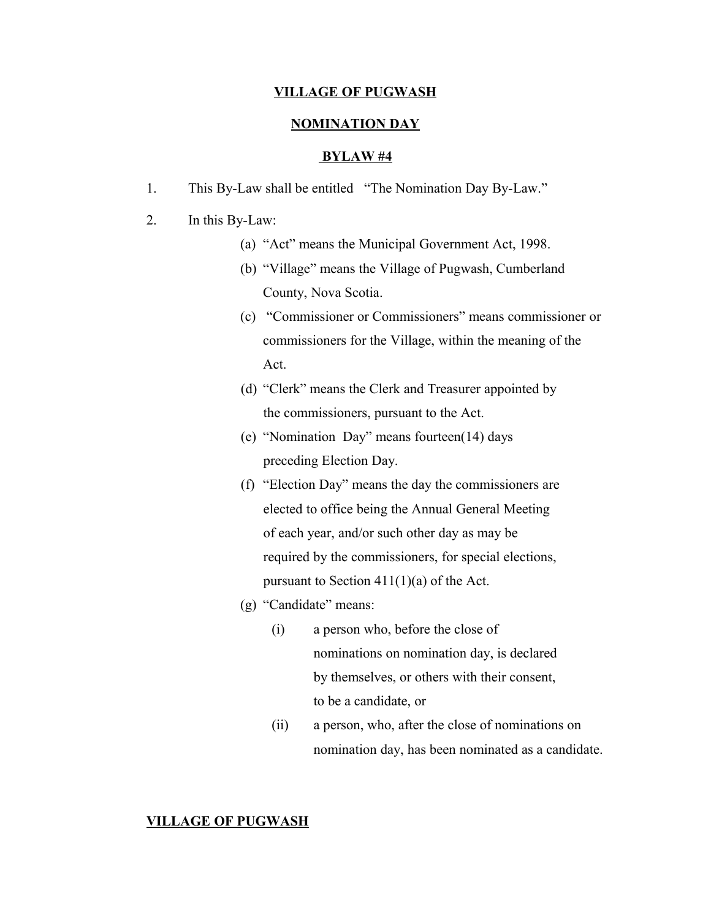# VILLAGE OF PUGWASH

## NOMINATION DAY

## BYLAW #4

1. This By-Law shall be entitled "The Nomination Day By-Law."

2. In this By-Law:

   (a) "Act" means the Municipal Government Act, 1998.

   (b) "Village" means the Village of Pugwash, Cumberland County, Nova Scotia.

   (c) "Commissioner or Commissioners" means commissioner or commissioners for the Village, within the meaning of the Act.

   (d) "Clerk" means the Clerk and Treasurer appointed by the commissioners, pursuant to the Act.

   (e) "Nomination Day" means fourteen(14) days preceding Election Day.

   (f) "Election Day" means the day the commissioners are elected to office being the Annual General Meeting of each year, and/or such other day as may be required by the commissioners, for special elections, pursuant to Section 411(1)(a) of the Act.

   (g) "Candidate" means:

      (i) a person who, before the close of nominations on nomination day, is declared by themselves, or others with their consent, to be a candidate, or

      (ii) a person, who, after the close of nominations on nomination day, has been nominated as a candidate.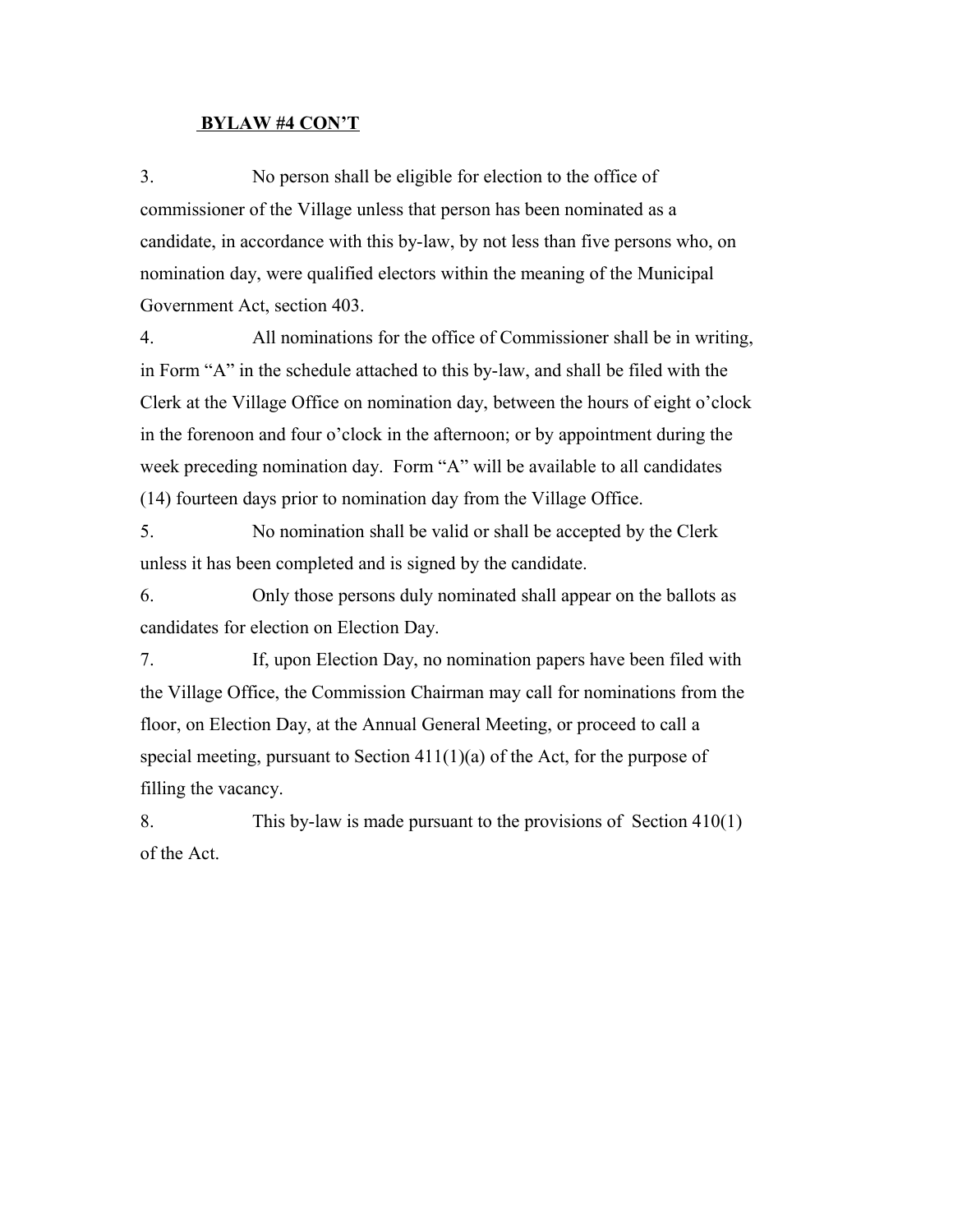**BYLAW #4 CON'T**

3. No person shall be eligible for election to the office of commissioner of the Village unless that person has been nominated as a candidate, in accordance with this by-law, by not less than five persons who, on nomination day, were qualified electors within the meaning of the Municipal Government Act, section 403.

4. All nominations for the office of Commissioner shall be in writing, in Form "A" in the schedule attached to this by-law, and shall be filed with the Clerk at the Village Office on nomination day, between the hours of eight o'clock in the forenoon and four o'clock in the afternoon; or by appointment during the week preceding nomination day. Form "A" will be available to all candidates (14) fourteen days prior to nomination day from the Village Office.

5. No nomination shall be valid or shall be accepted by the Clerk unless it has been completed and is signed by the candidate.

6. Only those persons duly nominated shall appear on the ballots as candidates for election on Election Day.

7. If, upon Election Day, no nomination papers have been filed with the Village Office, the Commission Chairman may call for nominations from the floor, on Election Day, at the Annual General Meeting, or proceed to call a special meeting, pursuant to Section 411(1)(a) of the Act, for the purpose of filling the vacancy.

8. This by-law is made pursuant to the provisions of Section 410(1) of the Act.